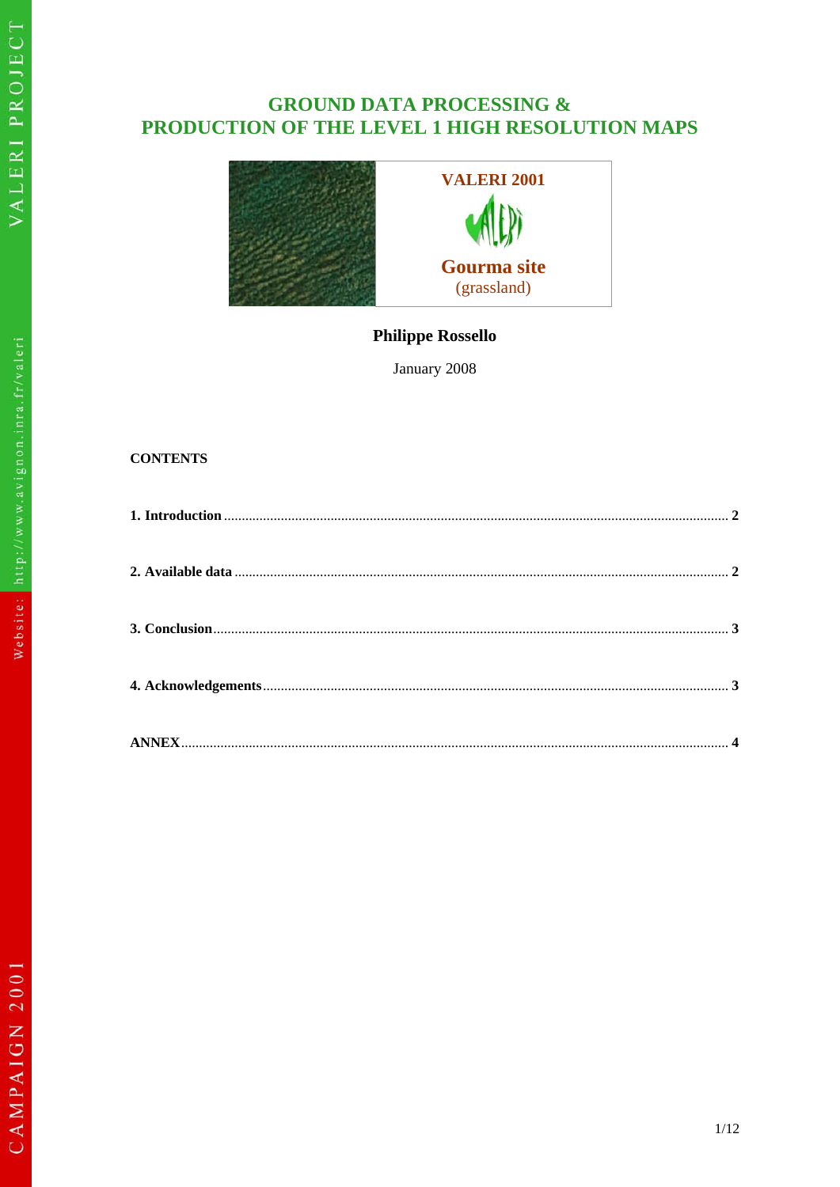# GROUND DATA PROCESSING & PRODUCTION OF THE LEVEL 1 HIGH RESOLUTION MAPS

**VALERI 2001**

**Gourma site**
(grassland)

**Philippe Rossello**

January 2008

**CONTENTS**

**1. Introduction** .......... **2**

**2. Available data** .......... **2**

**3. Conclusion** .......... **3**

**4. Acknowledgements** .......... **3**

**ANNEX** .......... **4**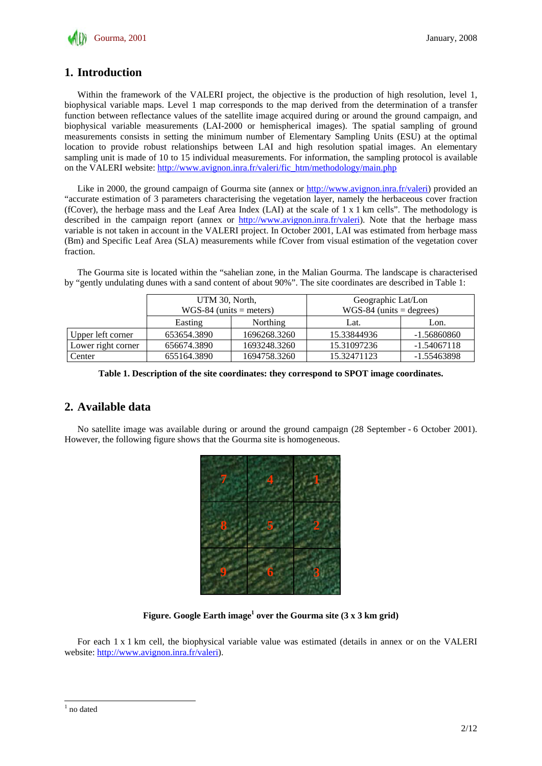## 1. Introduction

Within the framework of the VALERI project, the objective is the production of high resolution, level 1, biophysical variable maps. Level 1 map corresponds to the map derived from the determination of a transfer function between reflectance values of the satellite image acquired during or around the ground campaign, and biophysical variable measurements (LAI-2000 or hemispherical images). The spatial sampling of ground measurements consists in setting the minimum number of Elementary Sampling Units (ESU) at the optimal location to provide robust relationships between LAI and high resolution spatial images. An elementary sampling unit is made of 10 to 15 individual measurements. For information, the sampling protocol is available on the VALERI website: http://www.avignon.inra.fr/valeri/fic_htm/methodology/main.php

Like in 2000, the ground campaign of Gourma site (annex or http://www.avignon.inra.fr/valeri) provided an "accurate estimation of 3 parameters characterising the vegetation layer, namely the herbaceous cover fraction (fCover), the herbage mass and the Leaf Area Index (LAI) at the scale of 1 x 1 km cells". The methodology is described in the campaign report (annex or http://www.avignon.inra.fr/valeri). Note that the herbage mass variable is not taken in account in the VALERI project. In October 2001, LAI was estimated from herbage mass (Bm) and Specific Leaf Area (SLA) measurements while fCover from visual estimation of the vegetation cover fraction.

The Gourma site is located within the "sahelian zone, in the Malian Gourma. The landscape is characterised by "gently undulating dunes with a sand content of about 90%". The site coordinates are described in Table 1:

| | UTM 30, North, WGS-84 (units = meters) | | Geographic Lat/Lon WGS-84 (units = degrees) | |
|---|---|---|---|---|
| | Easting | Northing | Lat. | Lon. |
| Upper left corner | 653654.3890 | 1696268.3260 | 15.33844936 | -1.56860860 |
| Lower right corner | 656674.3890 | 1693248.3260 | 15.31097236 | -1.54067118 |
| Center | 655164.3890 | 1694758.3260 | 15.32471123 | -1.55463898 |

**Table 1. Description of the site coordinates: they correspond to SPOT image coordinates.**

## 2. Available data

No satellite image was available during or around the ground campaign (28 September - 6 October 2001). However, the following figure shows that the Gourma site is homogeneous.

**Figure. Google Earth image[1] over the Gourma site (3 x 3 km grid)**

For each 1 x 1 km cell, the biophysical variable value was estimated (details in annex or on the VALERI website: http://www.avignon.inra.fr/valeri).

[1] no dated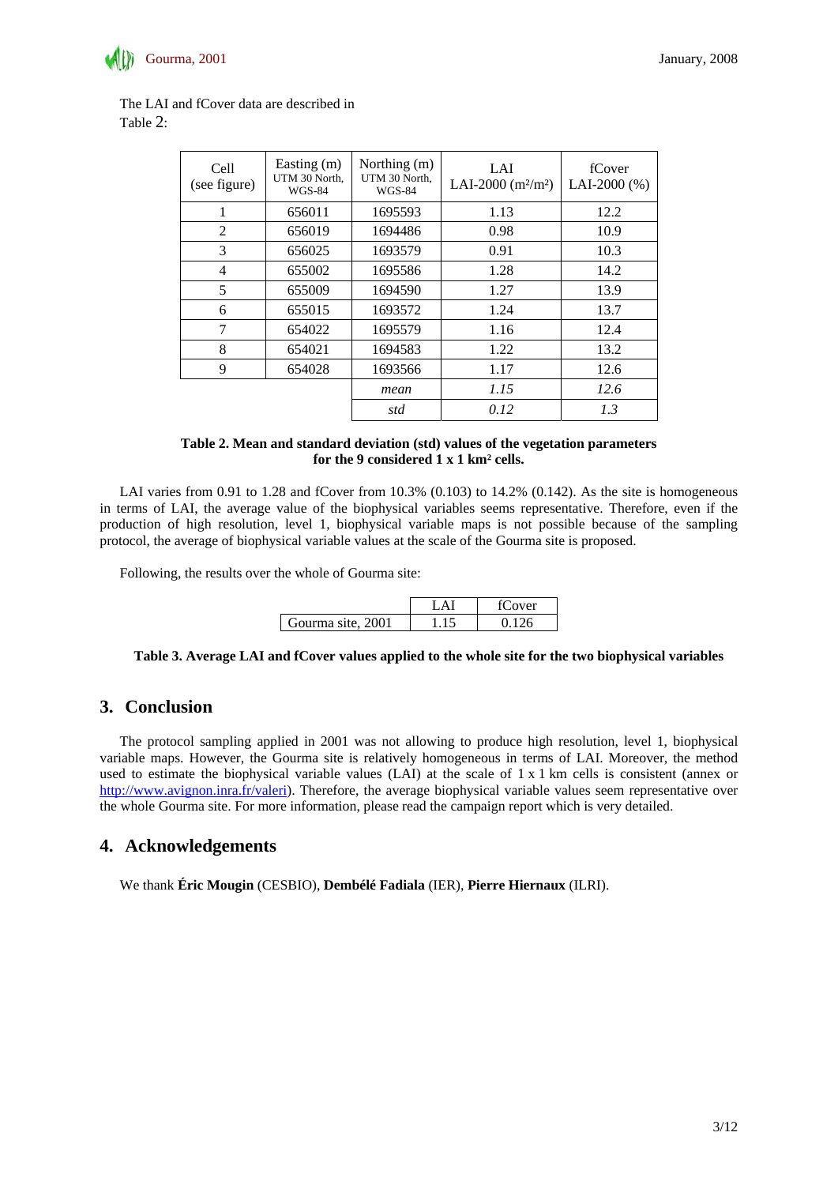The LAI and fCover data are described in Table 2:

| Cell (see figure) | Easting (m) UTM 30 North, WGS-84 | Northing (m) UTM 30 North, WGS-84 | LAI LAI-2000 ($m^2/m^2$) | fCover LAI-2000 (%) |
|---|---|---|---|---|
| 1 | 656011 | 1695593 | 1.13 | 12.2 |
| 2 | 656019 | 1694486 | 0.98 | 10.9 |
| 3 | 656025 | 1693579 | 0.91 | 10.3 |
| 4 | 655002 | 1695586 | 1.28 | 14.2 |
| 5 | 655009 | 1694590 | 1.27 | 13.9 |
| 6 | 655015 | 1693572 | 1.24 | 13.7 |
| 7 | 654022 | 1695579 | 1.16 | 12.4 |
| 8 | 654021 | 1694583 | 1.22 | 13.2 |
| 9 | 654028 | 1693566 | 1.17 | 12.6 |
| | | *mean* | *1.15* | *12.6* |
| | | *std* | *0.12* | *1.3* |

**Table 2. Mean and standard deviation (std) values of the vegetation parameters for the 9 considered 1 x 1 km² cells.**

LAI varies from 0.91 to 1.28 and fCover from 10.3% (0.103) to 14.2% (0.142). As the site is homogeneous in terms of LAI, the average value of the biophysical variables seems representative. Therefore, even if the production of high resolution, level 1, biophysical variable maps is not possible because of the sampling protocol, the average of biophysical variable values at the scale of the Gourma site is proposed.

Following, the results over the whole of Gourma site:

| | LAI | fCover |
|---|---|---|
| Gourma site, 2001 | 1.15 | 0.126 |

**Table 3. Average LAI and fCover values applied to the whole site for the two biophysical variables**

## 3. Conclusion

The protocol sampling applied in 2001 was not allowing to produce high resolution, level 1, biophysical variable maps. However, the Gourma site is relatively homogeneous in terms of LAI. Moreover, the method used to estimate the biophysical variable values (LAI) at the scale of 1 x 1 km cells is consistent (annex or http://www.avignon.inra.fr/valeri). Therefore, the average biophysical variable values seem representative over the whole Gourma site. For more information, please read the campaign report which is very detailed.

## 4. Acknowledgements

We thank **Éric Mougin** (CESBIO), **Dembélé Fadiala** (IER), **Pierre Hiernaux** (ILRI).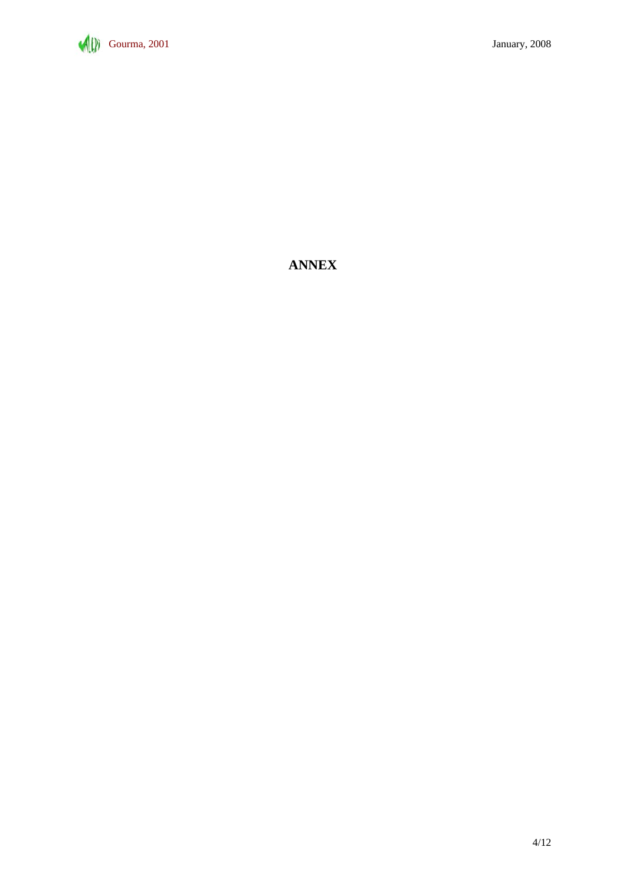# ANNEX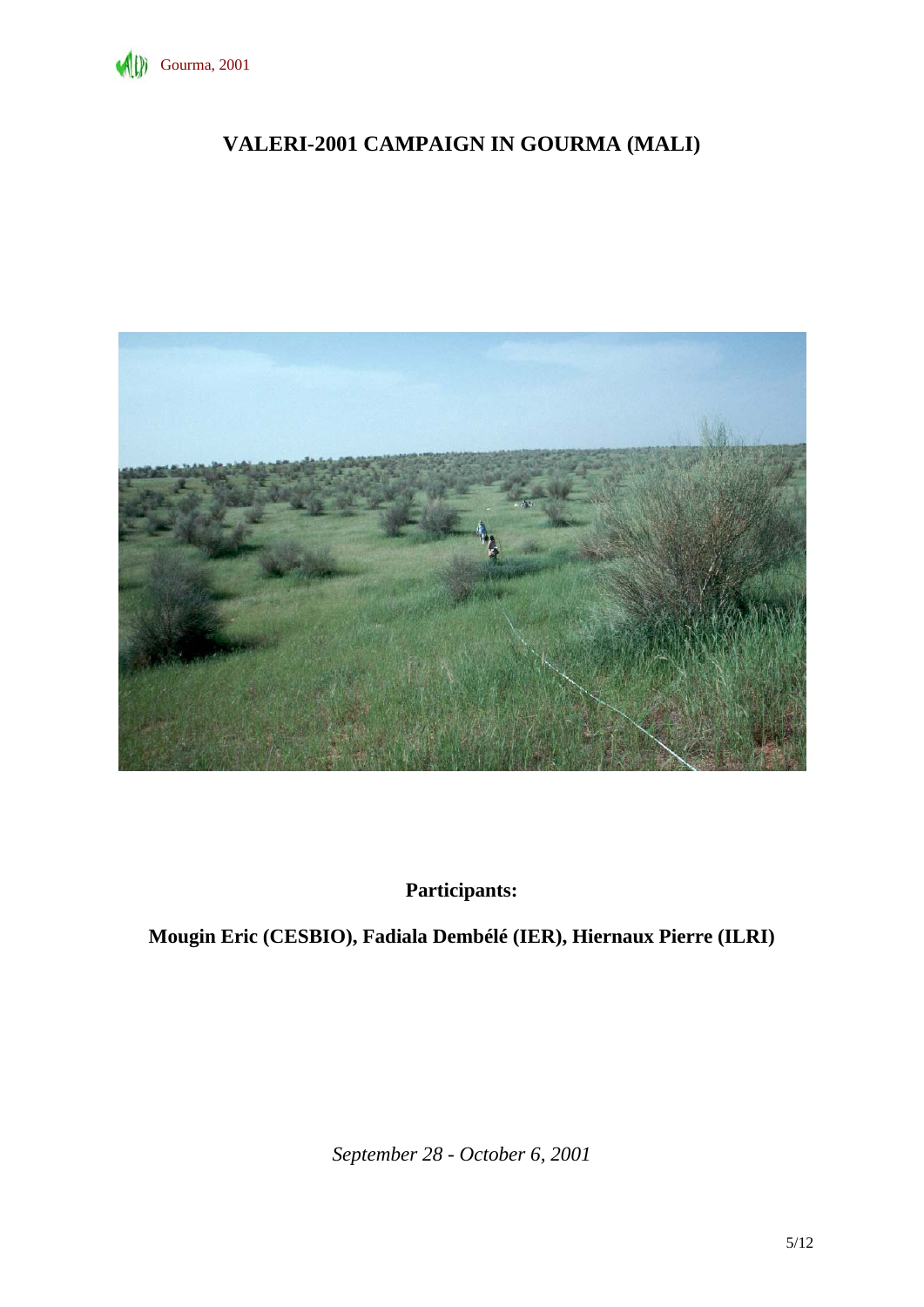# VALERI-2001 CAMPAIGN IN GOURMA (MALI)

**Participants:**

**Mougin Eric (CESBIO), Fadiala Dembélé (IER), Hiernaux Pierre (ILRI)**

*September 28 - October 6, 2001*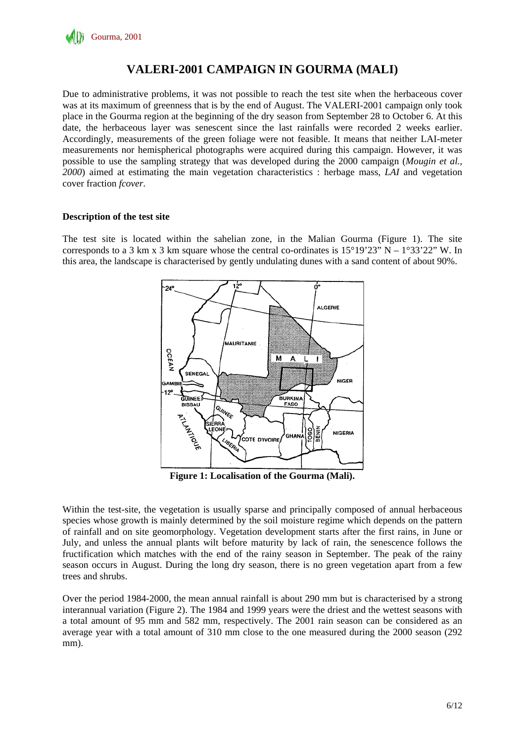# VALERI-2001 CAMPAIGN IN GOURMA (MALI)

Due to administrative problems, it was not possible to reach the test site when the herbaceous cover was at its maximum of greenness that is by the end of August. The VALERI-2001 campaign only took place in the Gourma region at the beginning of the dry season from September 28 to October 6. At this date, the herbaceous layer was senescent since the last rainfalls were recorded 2 weeks earlier. Accordingly, measurements of the green foliage were not feasible. It means that neither LAI-meter measurements nor hemispherical photographs were acquired during this campaign. However, it was possible to use the sampling strategy that was developed during the 2000 campaign (*Mougin et al., 2000*) aimed at estimating the main vegetation characteristics : herbage mass, *LAI* and vegetation cover fraction *fcover*.

**Description of the test site**

The test site is located within the sahelian zone, in the Malian Gourma (Figure 1). The site corresponds to a 3 km x 3 km square whose the central co-ordinates is 15°19'23" N – 1°33'22" W. In this area, the landscape is characterised by gently undulating dunes with a sand content of about 90%.

**Figure 1: Localisation of the Gourma (Mali).**

Within the test-site, the vegetation is usually sparse and principally composed of annual herbaceous species whose growth is mainly determined by the soil moisture regime which depends on the pattern of rainfall and on site geomorphology. Vegetation development starts after the first rains, in June or July, and unless the annual plants wilt before maturity by lack of rain, the senescence follows the fructification which matches with the end of the rainy season in September. The peak of the rainy season occurs in August. During the long dry season, there is no green vegetation apart from a few trees and shrubs.

Over the period 1984-2000, the mean annual rainfall is about 290 mm but is characterised by a strong interannual variation (Figure 2). The 1984 and 1999 years were the driest and the wettest seasons with a total amount of 95 mm and 582 mm, respectively. The 2001 rain season can be considered as an average year with a total amount of 310 mm close to the one measured during the 2000 season (292 mm).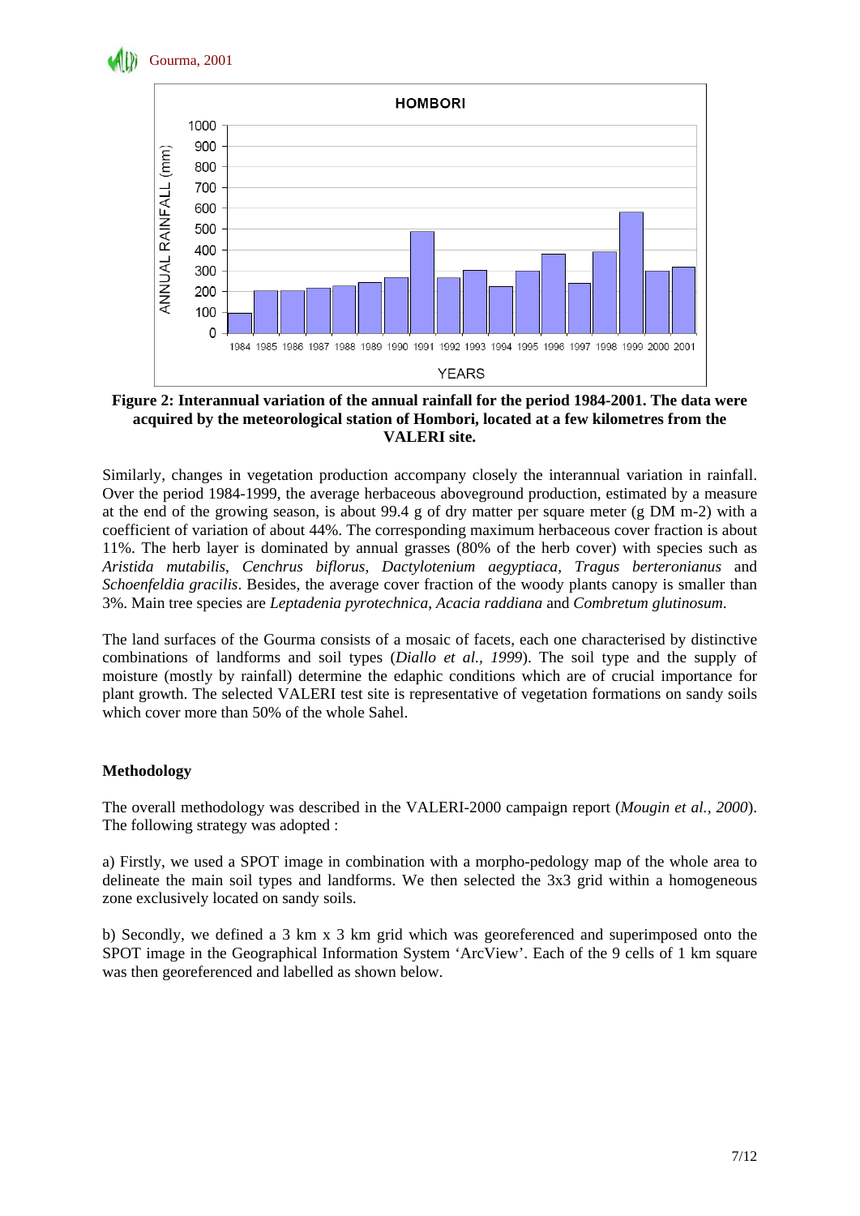**Figure 2: Interannual variation of the annual rainfall for the period 1984-2001. The data were acquired by the meteorological station of Hombori, located at a few kilometres from the VALERI site.**

Similarly, changes in vegetation production accompany closely the interannual variation in rainfall. Over the period 1984-1999, the average herbaceous aboveground production, estimated by a measure at the end of the growing season, is about 99.4 g of dry matter per square meter (g DM m-2) with a coefficient of variation of about 44%. The corresponding maximum herbaceous cover fraction is about 11%. The herb layer is dominated by annual grasses (80% of the herb cover) with species such as *Aristida mutabilis*, *Cenchrus biflorus*, *Dactylotenium aegyptiaca*, *Tragus berteronianus* and *Schoenfeldia gracilis*. Besides, the average cover fraction of the woody plants canopy is smaller than 3%. Main tree species are *Leptadenia pyrotechnica*, *Acacia raddiana* and *Combretum glutinosum*.

The land surfaces of the Gourma consists of a mosaic of facets, each one characterised by distinctive combinations of landforms and soil types (*Diallo et al., 1999*). The soil type and the supply of moisture (mostly by rainfall) determine the edaphic conditions which are of crucial importance for plant growth. The selected VALERI test site is representative of vegetation formations on sandy soils which cover more than 50% of the whole Sahel.

## Methodology

The overall methodology was described in the VALERI-2000 campaign report (*Mougin et al., 2000*). The following strategy was adopted :

a) Firstly, we used a SPOT image in combination with a morpho-pedology map of the whole area to delineate the main soil types and landforms. We then selected the 3x3 grid within a homogeneous zone exclusively located on sandy soils.

b) Secondly, we defined a 3 km x 3 km grid which was georeferenced and superimposed onto the SPOT image in the Geographical Information System 'ArcView'. Each of the 9 cells of 1 km square was then georeferenced and labelled as shown below.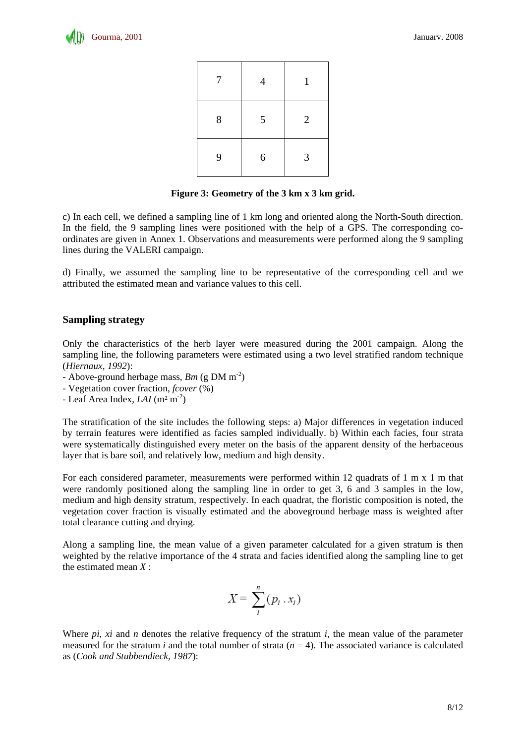| 7 | 4 | 1 |
|---|---|---|
| 8 | 5 | 2 |
| 9 | 6 | 3 |

**Figure 3: Geometry of the 3 km x 3 km grid.**

c) In each cell, we defined a sampling line of 1 km long and oriented along the North-South direction. In the field, the 9 sampling lines were positioned with the help of a GPS. The corresponding co-ordinates are given in Annex 1. Observations and measurements were performed along the 9 sampling lines during the VALERI campaign.

d) Finally, we assumed the sampling line to be representative of the corresponding cell and we attributed the estimated mean and variance values to this cell.

## Sampling strategy

Only the characteristics of the herb layer were measured during the 2001 campaign. Along the sampling line, the following parameters were estimated using a two level stratified random technique (*Hiernaux, 1992*):

- Above-ground herbage mass, *Bm* (g DM $m^{-2}$)
- Vegetation cover fraction, *fcover* (%)
- Leaf Area Index, *LAI* ($m^2$ $m^{-2}$)

The stratification of the site includes the following steps: a) Major differences in vegetation induced by terrain features were identified as facies sampled individually. b) Within each facies, four strata were systematically distinguished every meter on the basis of the apparent density of the herbaceous layer that is bare soil, and relatively low, medium and high density.

For each considered parameter, measurements were performed within 12 quadrats of 1 m x 1 m that were randomly positioned along the sampling line in order to get 3, 6 and 3 samples in the low, medium and high density stratum, respectively. In each quadrat, the floristic composition is noted, the vegetation cover fraction is visually estimated and the aboveground herbage mass is weighted after total clearance cutting and drying.

Along a sampling line, the mean value of a given parameter calculated for a given stratum is then weighted by the relative importance of the 4 strata and facies identified along the sampling line to get the estimated mean *X* :

$$X = \sum_{i}^{n} (p_i \cdot x_i)$$

Where $p_i$, $x_i$ and $n$ denotes the relative frequency of the stratum $i$, the mean value of the parameter measured for the stratum $i$ and the total number of strata ($n = 4$). The associated variance is calculated as (*Cook and Stubbendieck, 1987*):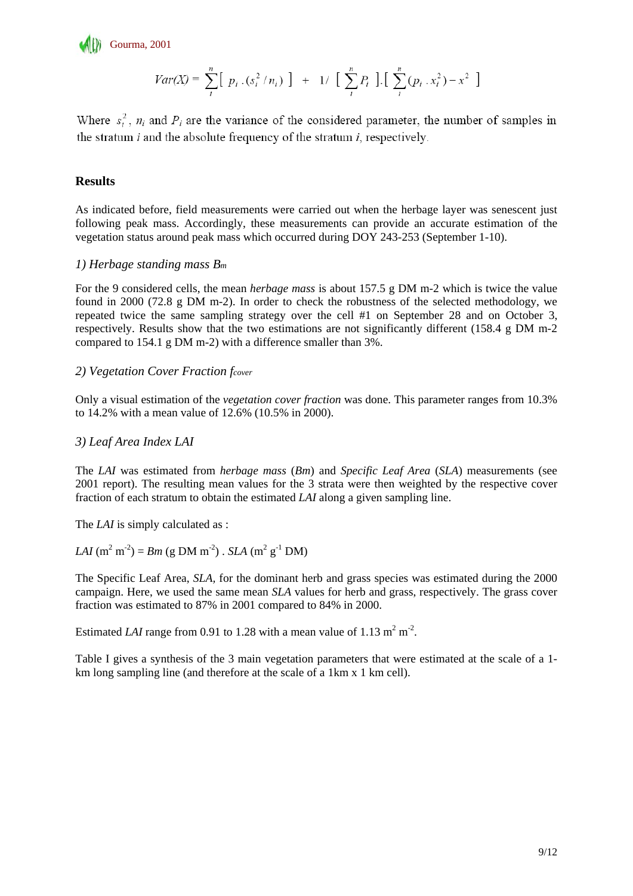$$Var(X) = \sum_{i}^{n} [\ p_i \cdot (s_i^2 / n_i)\ ] \ + \ 1/\ [\ \sum_{i}^{n} P_i\ ].[\ \sum_{i}^{n} (p_i \cdot x_i^2) - x^2\ ]$$

Where $s_i^2$, $n_i$ and $P_i$ are the variance of the considered parameter, the number of samples in the stratum $i$ and the absolute frequency of the stratum $i$, respectively.

## Results

As indicated before, field measurements were carried out when the herbage layer was senescent just following peak mass. Accordingly, these measurements can provide an accurate estimation of the vegetation status around peak mass which occurred during DOY 243-253 (September 1-10).

### *1) Herbage standing mass $B_m$*

For the 9 considered cells, the mean *herbage mass* is about 157.5 g DM m-2 which is twice the value found in 2000 (72.8 g DM m-2). In order to check the robustness of the selected methodology, we repeated twice the same sampling strategy over the cell #1 on September 28 and on October 3, respectively. Results show that the two estimations are not significantly different (158.4 g DM m-2 compared to 154.1 g DM m-2) with a difference smaller than 3%.

### *2) Vegetation Cover Fraction $f_{cover}$*

Only a visual estimation of the *vegetation cover fraction* was done. This parameter ranges from 10.3% to 14.2% with a mean value of 12.6% (10.5% in 2000).

### *3) Leaf Area Index LAI*

The *LAI* was estimated from *herbage mass* (*Bm*) and *Specific Leaf Area* (*SLA*) measurements (see 2001 report). The resulting mean values for the 3 strata were then weighted by the respective cover fraction of each stratum to obtain the estimated *LAI* along a given sampling line.

The *LAI* is simply calculated as :

$LAI$ ($m^2$ $m^{-2}$) = $Bm$ (g DM $m^{-2}$) . $SLA$ ($m^2$ $g^{-1}$ DM)

The Specific Leaf Area, *SLA*, for the dominant herb and grass species was estimated during the 2000 campaign. Here, we used the same mean *SLA* values for herb and grass, respectively. The grass cover fraction was estimated to 87% in 2001 compared to 84% in 2000.

Estimated *LAI* range from 0.91 to 1.28 with a mean value of 1.13 $m^2$ $m^{-2}$.

Table I gives a synthesis of the 3 main vegetation parameters that were estimated at the scale of a 1-km long sampling line (and therefore at the scale of a 1km x 1 km cell).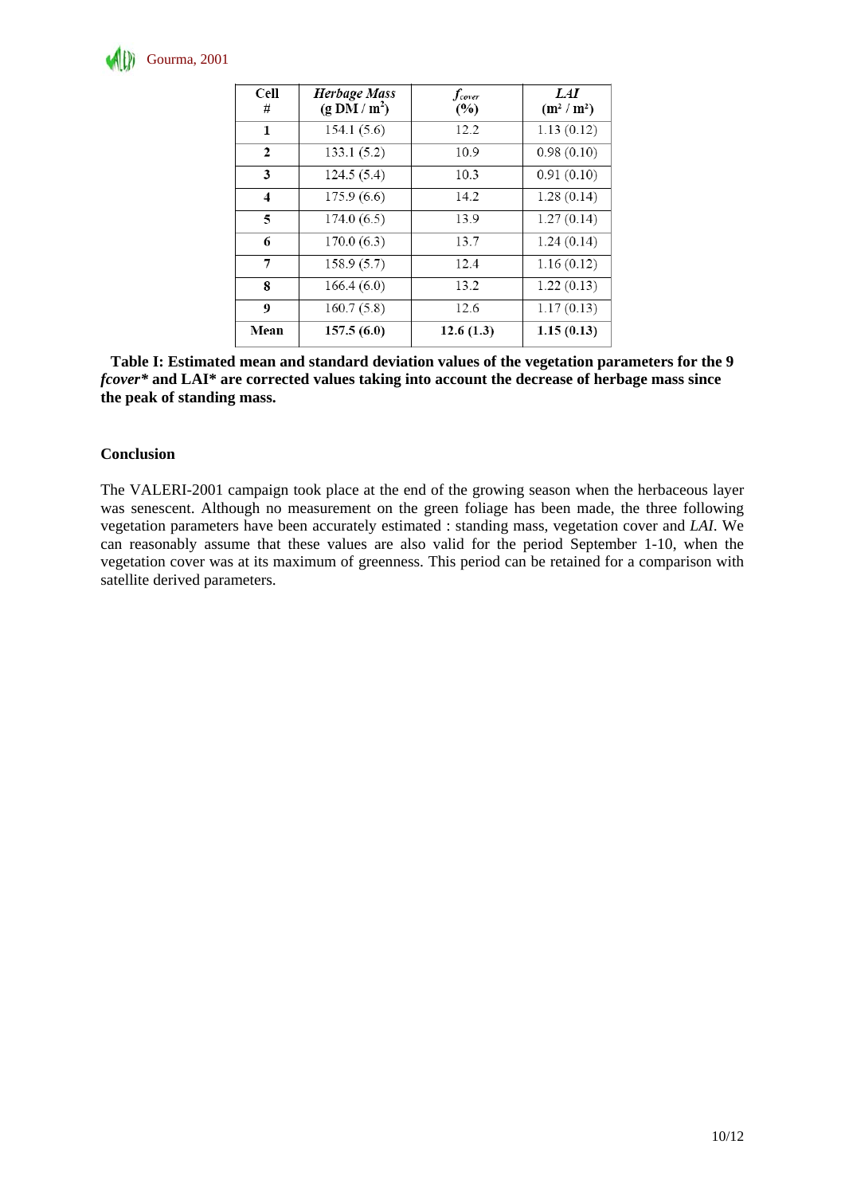| Cell # | *Herbage Mass* (g DM / m²) | $f_{cover}$ (%) | *LAI* (m² / m²) |
|---|---|---|---|
| **1** | 154.1 (5.6) | 12.2 | 1.13 (0.12) |
| **2** | 133.1 (5.2) | 10.9 | 0.98 (0.10) |
| **3** | 124.5 (5.4) | 10.3 | 0.91 (0.10) |
| **4** | 175.9 (6.6) | 14.2 | 1.28 (0.14) |
| **5** | 174.0 (6.5) | 13.9 | 1.27 (0.14) |
| **6** | 170.0 (6.3) | 13.7 | 1.24 (0.14) |
| **7** | 158.9 (5.7) | 12.4 | 1.16 (0.12) |
| **8** | 166.4 (6.0) | 13.2 | 1.22 (0.13) |
| **9** | 160.7 (5.8) | 12.6 | 1.17 (0.13) |
| **Mean** | **157.5 (6.0)** | **12.6 (1.3)** | **1.15 (0.13)** |

**Table I: Estimated mean and standard deviation values of the vegetation parameters for the 9 *fcover** and LAI* are corrected values taking into account the decrease of herbage mass since the peak of standing mass.**

**Conclusion**

The VALERI-2001 campaign took place at the end of the growing season when the herbaceous layer was senescent. Although no measurement on the green foliage has been made, the three following vegetation parameters have been accurately estimated : standing mass, vegetation cover and *LAI*. We can reasonably assume that these values are also valid for the period September 1-10, when the vegetation cover was at its maximum of greenness. This period can be retained for a comparison with satellite derived parameters.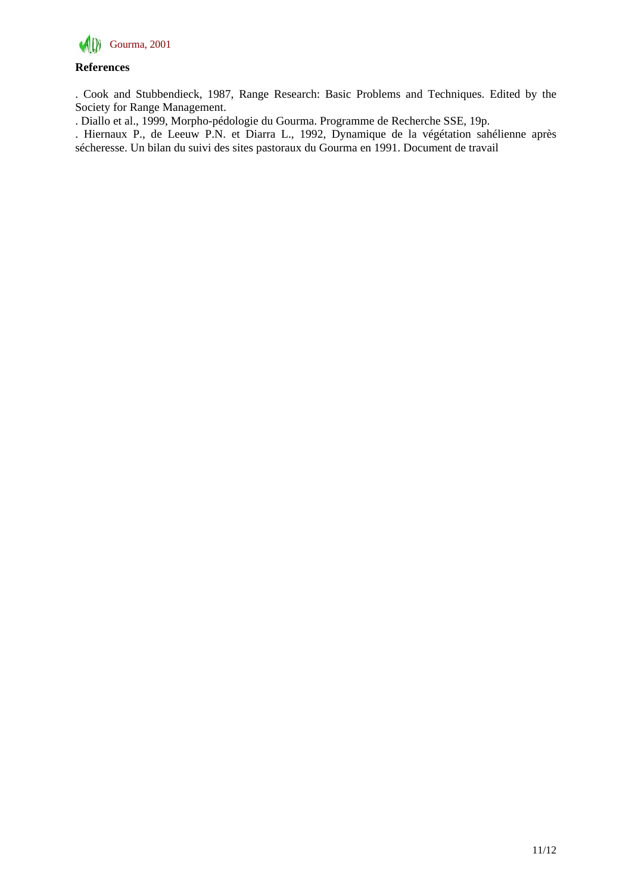## References

. Cook and Stubbendieck, 1987, Range Research: Basic Problems and Techniques. Edited by the Society for Range Management.

. Diallo et al., 1999, Morpho-pédologie du Gourma. Programme de Recherche SSE, 19p.

. Hiernaux P., de Leeuw P.N. et Diarra L., 1992, Dynamique de la végétation sahélienne après sécheresse. Un bilan du suivi des sites pastoraux du Gourma en 1991. Document de travail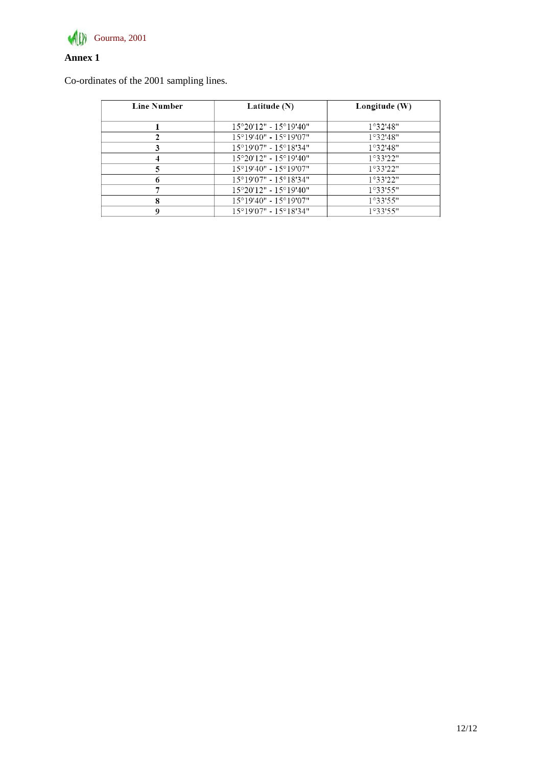## Annex 1

Co-ordinates of the 2001 sampling lines.

| Line Number | Latitude (N) | Longitude (W) |
|---|---|---|
| 1 | 15°20'12" - 15°19'40" | 1°32'48" |
| 2 | 15°19'40" - 15°19'07" | 1°32'48" |
| 3 | 15°19'07" - 15°18'34" | 1°32'48" |
| 4 | 15°20'12" - 15°19'40" | 1°33'22" |
| 5 | 15°19'40" - 15°19'07" | 1°33'22" |
| 6 | 15°19'07" - 15°18'34" | 1°33'22" |
| 7 | 15°20'12" - 15°19'40" | 1°33'55" |
| 8 | 15°19'40" - 15°19'07" | 1°33'55" |
| 9 | 15°19'07" - 15°18'34" | 1°33'55" |